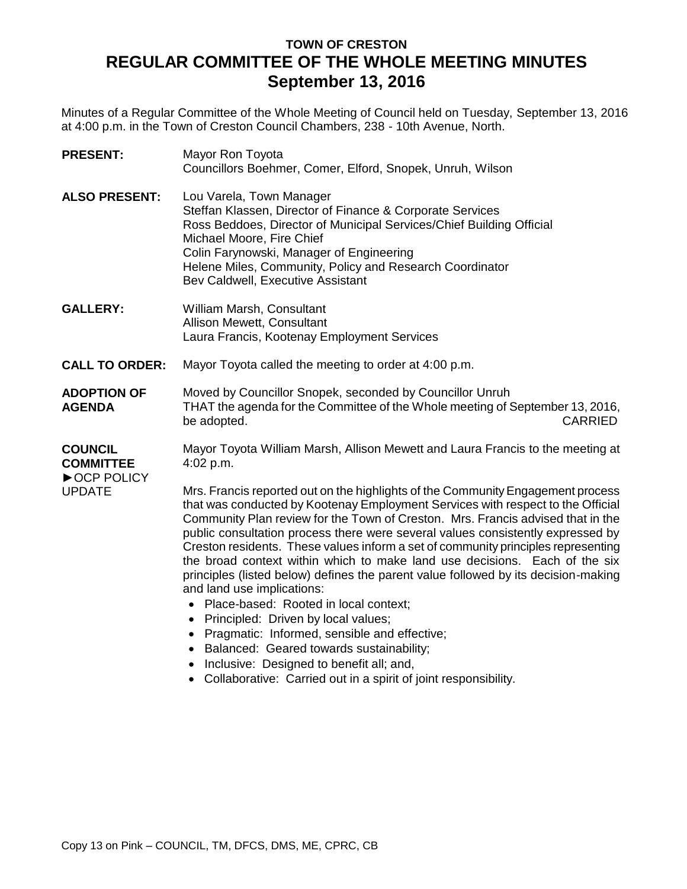# TOWN OF CRESTON
# REGULAR COMMITTEE OF THE WHOLE MEETING MINUTES
## September 13, 2016

Minutes of a Regular Committee of the Whole Meeting of Council held on Tuesday, September 13, 2016 at 4:00 p.m. in the Town of Creston Council Chambers, 238 - 10th Avenue, North.

**PRESENT:** Mayor Ron Toyota
Councillors Boehmer, Comer, Elford, Snopek, Unruh, Wilson

**ALSO PRESENT:** Lou Varela, Town Manager
Steffan Klassen, Director of Finance & Corporate Services
Ross Beddoes, Director of Municipal Services/Chief Building Official
Michael Moore, Fire Chief
Colin Farynowski, Manager of Engineering
Helene Miles, Community, Policy and Research Coordinator
Bev Caldwell, Executive Assistant

**GALLERY:** William Marsh, Consultant
Allison Mewett, Consultant
Laura Francis, Kootenay Employment Services

**CALL TO ORDER:** Mayor Toyota called the meeting to order at 4:00 p.m.

**ADOPTION OF AGENDA**

Moved by Councillor Snopek, seconded by Councillor Unruh
THAT the agenda for the Committee of the Whole meeting of September 13, 2016, be adopted. CARRIED

**COUNCIL COMMITTEE**
**►OCP POLICY UPDATE**

Mayor Toyota William Marsh, Allison Mewett and Laura Francis to the meeting at 4:02 p.m.

Mrs. Francis reported out on the highlights of the Community Engagement process that was conducted by Kootenay Employment Services with respect to the Official Community Plan review for the Town of Creston. Mrs. Francis advised that in the public consultation process there were several values consistently expressed by Creston residents. These values inform a set of community principles representing the broad context within which to make land use decisions. Each of the six principles (listed below) defines the parent value followed by its decision-making and land use implications:

- Place-based: Rooted in local context;
- Principled: Driven by local values;
- Pragmatic: Informed, sensible and effective;
- Balanced: Geared towards sustainability;
- Inclusive: Designed to benefit all; and,
- Collaborative: Carried out in a spirit of joint responsibility.

Copy 13 on Pink – COUNCIL, TM, DFCS, DMS, ME, CPRC, CB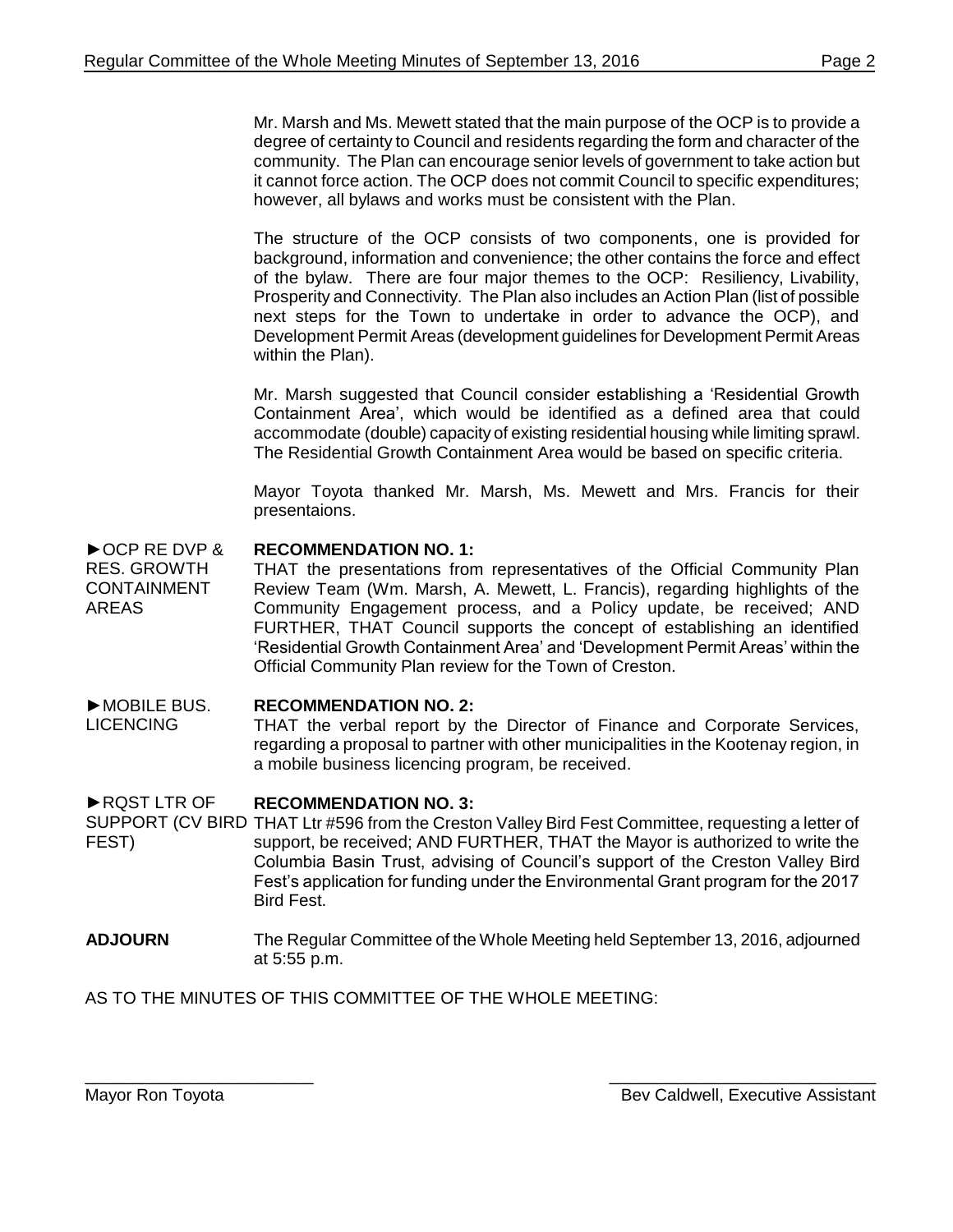Mr. Marsh and Ms. Mewett stated that the main purpose of the OCP is to provide a degree of certainty to Council and residents regarding the form and character of the community. The Plan can encourage senior levels of government to take action but it cannot force action. The OCP does not commit Council to specific expenditures; however, all bylaws and works must be consistent with the Plan.

The structure of the OCP consists of two components, one is provided for background, information and convenience; the other contains the force and effect of the bylaw. There are four major themes to the OCP: Resiliency, Livability, Prosperity and Connectivity. The Plan also includes an Action Plan (list of possible next steps for the Town to undertake in order to advance the OCP), and Development Permit Areas (development guidelines for Development Permit Areas within the Plan).

Mr. Marsh suggested that Council consider establishing a 'Residential Growth Containment Area', which would be identified as a defined area that could accommodate (double) capacity of existing residential housing while limiting sprawl. The Residential Growth Containment Area would be based on specific criteria.

Mayor Toyota thanked Mr. Marsh, Ms. Mewett and Mrs. Francis for their presentaions.

►OCP RE DVP & RES. GROWTH CONTAINMENT AREAS

**RECOMMENDATION NO. 1:**
THAT the presentations from representatives of the Official Community Plan Review Team (Wm. Marsh, A. Mewett, L. Francis), regarding highlights of the Community Engagement process, and a Policy update, be received; AND FURTHER, THAT Council supports the concept of establishing an identified 'Residential Growth Containment Area' and 'Development Permit Areas' within the Official Community Plan review for the Town of Creston.

►MOBILE BUS. LICENCING

**RECOMMENDATION NO. 2:**
THAT the verbal report by the Director of Finance and Corporate Services, regarding a proposal to partner with other municipalities in the Kootenay region, in a mobile business licencing program, be received.

►RQST LTR OF SUPPORT (CV BIRD FEST)

**RECOMMENDATION NO. 3:**
THAT Ltr #596 from the Creston Valley Bird Fest Committee, requesting a letter of support, be received; AND FURTHER, THAT the Mayor is authorized to write the Columbia Basin Trust, advising of Council's support of the Creston Valley Bird Fest's application for funding under the Environmental Grant program for the 2017 Bird Fest.

**ADJOURN**

The Regular Committee of the Whole Meeting held September 13, 2016, adjourned at 5:55 p.m.

AS TO THE MINUTES OF THIS COMMITTEE OF THE WHOLE MEETING:

\_\_\_\_\_\_\_\_\_\_\_\_\_\_\_\_\_\_\_\_\_\_\_\_
Mayor Ron Toyota

\_\_\_\_\_\_\_\_\_\_\_\_\_\_\_\_\_\_\_\_\_\_\_\_
Bev Caldwell, Executive Assistant